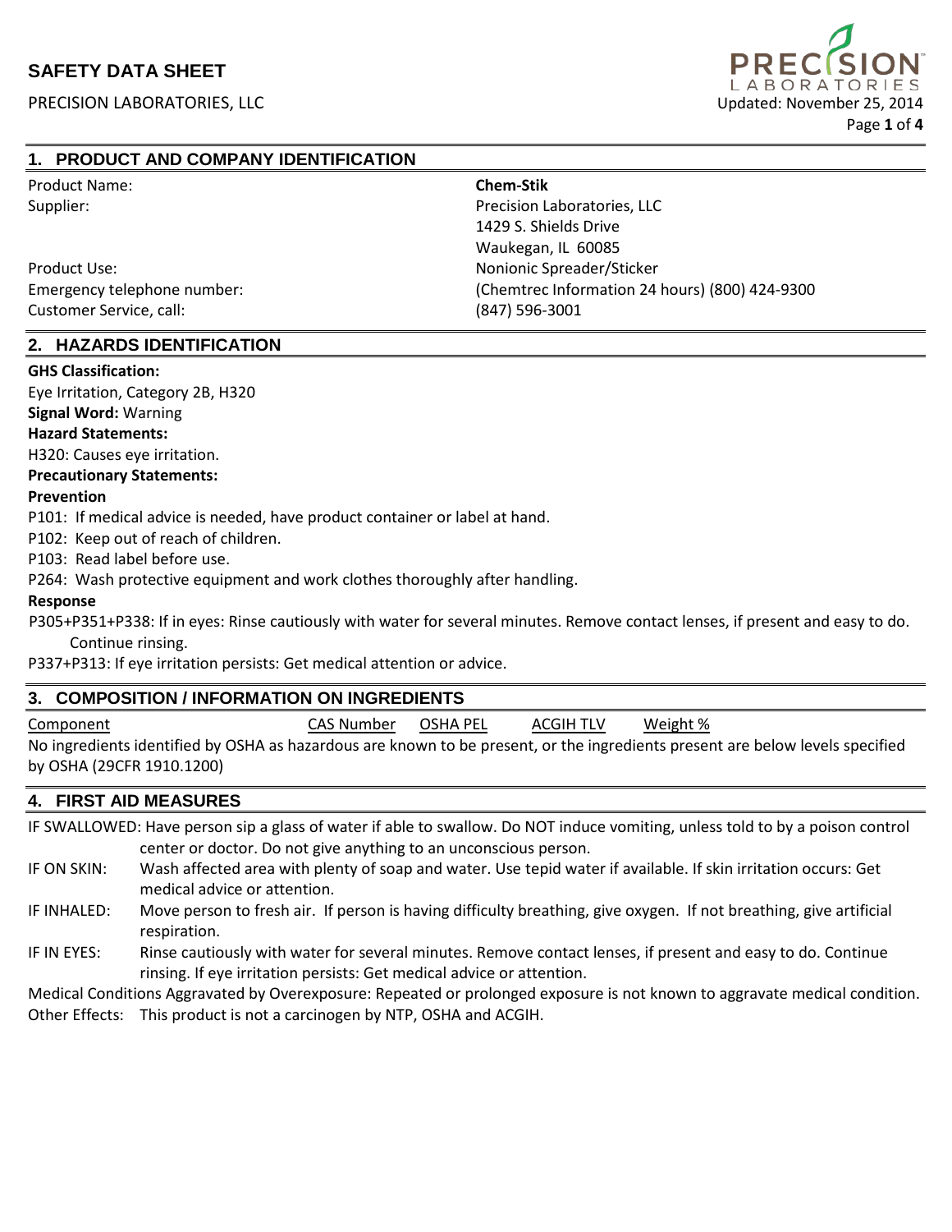# SAFETY DATA SHEET

PRECISION LABORATORIES, LLC

Updated: November 25, 2014

## 1. PRODUCT AND COMPANY IDENTIFICATION

| | |
|---|---|
| Product Name: | **Chem-Stik** |
| Supplier: | Precision Laboratories, LLC<br>1429 S. Shields Drive<br>Waukegan, IL 60085 |
| Product Use: | Nonionic Spreader/Sticker |
| Emergency telephone number: | (Chemtrec Information 24 hours) (800) 424-9300 |
| Customer Service, call: | (847) 596-3001 |

## 2. HAZARDS IDENTIFICATION

**GHS Classification:**

Eye Irritation, Category 2B, H320

**Signal Word:** Warning

**Hazard Statements:**

H320: Causes eye irritation.

**Precautionary Statements:**

**Prevention**

P101: If medical advice is needed, have product container or label at hand.

P102: Keep out of reach of children.

P103: Read label before use.

P264: Wash protective equipment and work clothes thoroughly after handling.

**Response**

P305+P351+P338: If in eyes: Rinse cautiously with water for several minutes. Remove contact lenses, if present and easy to do. Continue rinsing.

P337+P313: If eye irritation persists: Get medical attention or advice.

## 3. COMPOSITION / INFORMATION ON INGREDIENTS

| Component | CAS Number | OSHA PEL | ACGIH TLV | Weight % |
|---|---|---|---|---|

No ingredients identified by OSHA as hazardous are known to be present, or the ingredients present are below levels specified by OSHA (29CFR 1910.1200)

## 4. FIRST AID MEASURES

IF SWALLOWED: Have person sip a glass of water if able to swallow. Do NOT induce vomiting, unless told to by a poison control center or doctor. Do not give anything to an unconscious person.

IF ON SKIN: Wash affected area with plenty of soap and water. Use tepid water if available. If skin irritation occurs: Get medical advice or attention.

IF INHALED: Move person to fresh air. If person is having difficulty breathing, give oxygen. If not breathing, give artificial respiration.

IF IN EYES: Rinse cautiously with water for several minutes. Remove contact lenses, if present and easy to do. Continue rinsing. If eye irritation persists: Get medical advice or attention.

Medical Conditions Aggravated by Overexposure: Repeated or prolonged exposure is not known to aggravate medical condition.

Other Effects: This product is not a carcinogen by NTP, OSHA and ACGIH.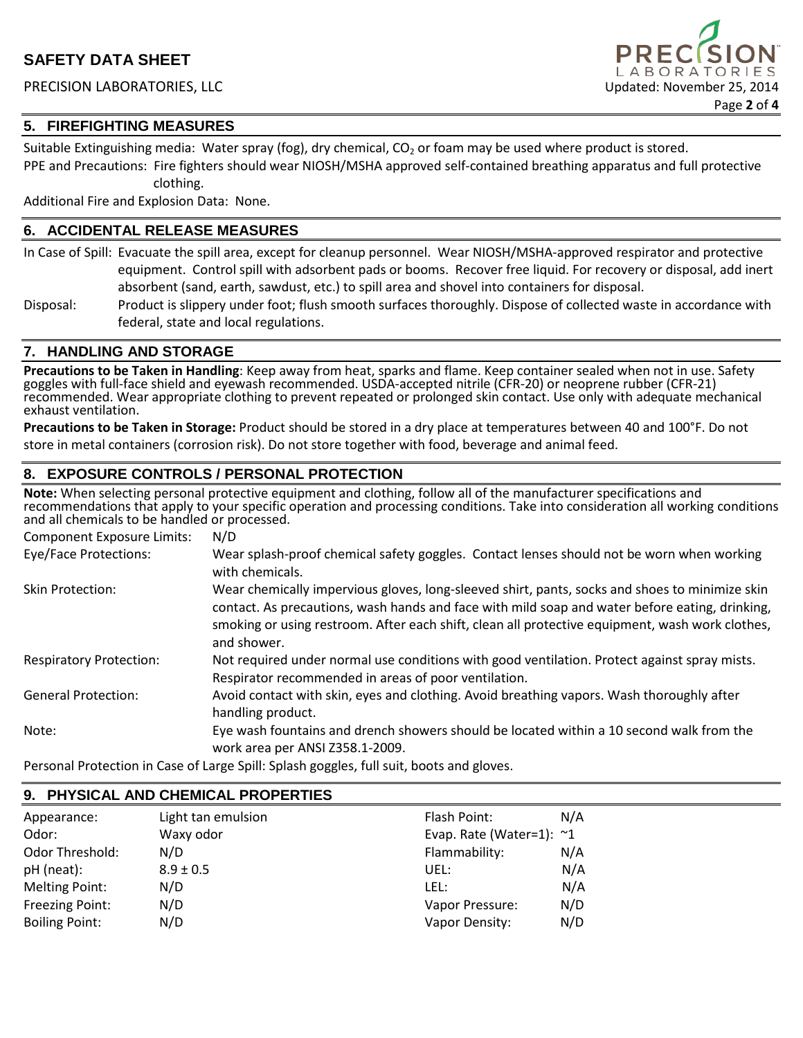## 5. FIREFIGHTING MEASURES

Suitable Extinguishing media: Water spray (fog), dry chemical, $CO_2$ or foam may be used where product is stored.

PPE and Precautions: Fire fighters should wear NIOSH/MSHA approved self-contained breathing apparatus and full protective clothing.

Additional Fire and Explosion Data: None.

## 6. ACCIDENTAL RELEASE MEASURES

In Case of Spill: Evacuate the spill area, except for cleanup personnel. Wear NIOSH/MSHA-approved respirator and protective equipment. Control spill with adsorbent pads or booms. Recover free liquid. For recovery or disposal, add inert absorbent (sand, earth, sawdust, etc.) to spill area and shovel into containers for disposal.

Disposal: Product is slippery under foot; flush smooth surfaces thoroughly. Dispose of collected waste in accordance with federal, state and local regulations.

## 7. HANDLING AND STORAGE

**Precautions to be Taken in Handling**: Keep away from heat, sparks and flame. Keep container sealed when not in use. Safety goggles with full-face shield and eyewash recommended. USDA-accepted nitrile (CFR-20) or neoprene rubber (CFR-21) recommended. Wear appropriate clothing to prevent repeated or prolonged skin contact. Use only with adequate mechanical exhaust ventilation.

**Precautions to be Taken in Storage:** Product should be stored in a dry place at temperatures between 40 and 100°F. Do not store in metal containers (corrosion risk). Do not store together with food, beverage and animal feed.

## 8. EXPOSURE CONTROLS / PERSONAL PROTECTION

**Note:** When selecting personal protective equipment and clothing, follow all of the manufacturer specifications and recommendations that apply to your specific operation and processing conditions. Take into consideration all working conditions and all chemicals to be handled or processed.

Component Exposure Limits: N/D

Eye/Face Protections: Wear splash-proof chemical safety goggles. Contact lenses should not be worn when working with chemicals.

Skin Protection: Wear chemically impervious gloves, long-sleeved shirt, pants, socks and shoes to minimize skin contact. As precautions, wash hands and face with mild soap and water before eating, drinking, smoking or using restroom. After each shift, clean all protective equipment, wash work clothes, and shower.

Respiratory Protection: Not required under normal use conditions with good ventilation. Protect against spray mists. Respirator recommended in areas of poor ventilation.

General Protection: Avoid contact with skin, eyes and clothing. Avoid breathing vapors. Wash thoroughly after handling product.

Note: Eye wash fountains and drench showers should be located within a 10 second walk from the work area per ANSI Z358.1-2009.

Personal Protection in Case of Large Spill: Splash goggles, full suit, boots and gloves.

## 9. PHYSICAL AND CHEMICAL PROPERTIES

| | | | |
|---|---|---|---|
| Appearance: | Light tan emulsion | Flash Point: | N/A |
| Odor: | Waxy odor | Evap. Rate (Water=1): | ~1 |
| Odor Threshold: | N/D | Flammability: | N/A |
| pH (neat): | 8.9 ± 0.5 | UEL: | N/A |
| Melting Point: | N/D | LEL: | N/A |
| Freezing Point: | N/D | Vapor Pressure: | N/D |
| Boiling Point: | N/D | Vapor Density: | N/D |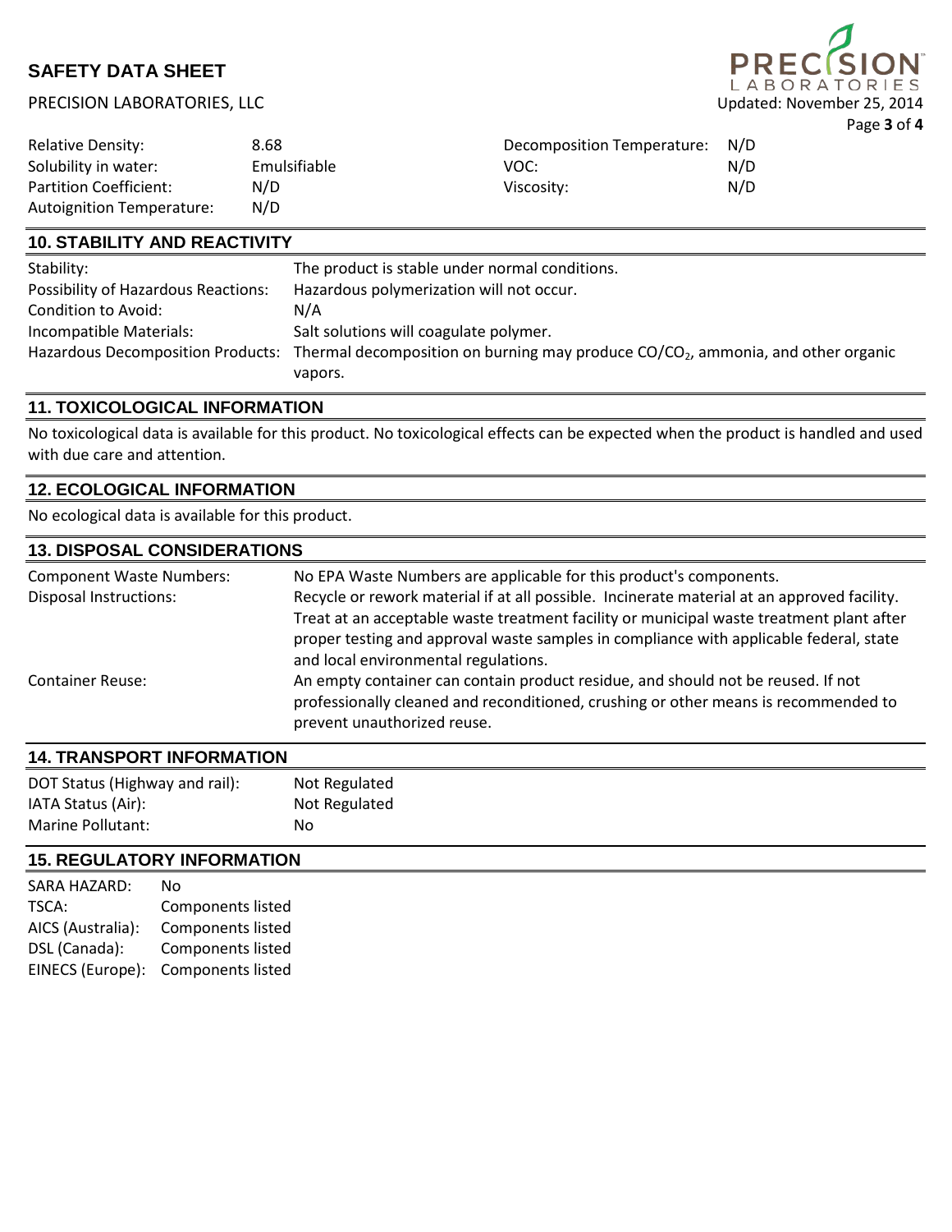| | | | |
|---|---|---|---|
| Relative Density: | 8.68 | Decomposition Temperature: | N/D |
| Solubility in water: | Emulsifiable | VOC: | N/D |
| Partition Coefficient: | N/D | Viscosity: | N/D |
| Autoignition Temperature: | N/D | | |

## 10. STABILITY AND REACTIVITY

| | |
|---|---|
| Stability: | The product is stable under normal conditions. |
| Possibility of Hazardous Reactions: | Hazardous polymerization will not occur. |
| Condition to Avoid: | N/A |
| Incompatible Materials: | Salt solutions will coagulate polymer. |
| Hazardous Decomposition Products: | Thermal decomposition on burning may produce $CO/CO_2$, ammonia, and other organic vapors. |

## 11. TOXICOLOGICAL INFORMATION

No toxicological data is available for this product. No toxicological effects can be expected when the product is handled and used with due care and attention.

## 12. ECOLOGICAL INFORMATION

No ecological data is available for this product.

## 13. DISPOSAL CONSIDERATIONS

| | |
|---|---|
| Component Waste Numbers: | No EPA Waste Numbers are applicable for this product's components. |
| Disposal Instructions: | Recycle or rework material if at all possible. Incinerate material at an approved facility. Treat at an acceptable waste treatment facility or municipal waste treatment plant after proper testing and approval waste samples in compliance with applicable federal, state and local environmental regulations. |
| Container Reuse: | An empty container can contain product residue, and should not be reused. If not professionally cleaned and reconditioned, crushing or other means is recommended to prevent unauthorized reuse. |

## 14. TRANSPORT INFORMATION

| | |
|---|---|
| DOT Status (Highway and rail): | Not Regulated |
| IATA Status (Air): | Not Regulated |
| Marine Pollutant: | No |

## 15. REGULATORY INFORMATION

| | |
|---|---|
| SARA HAZARD: | No |
| TSCA: | Components listed |
| AICS (Australia): | Components listed |
| DSL (Canada): | Components listed |
| EINECS (Europe): | Components listed |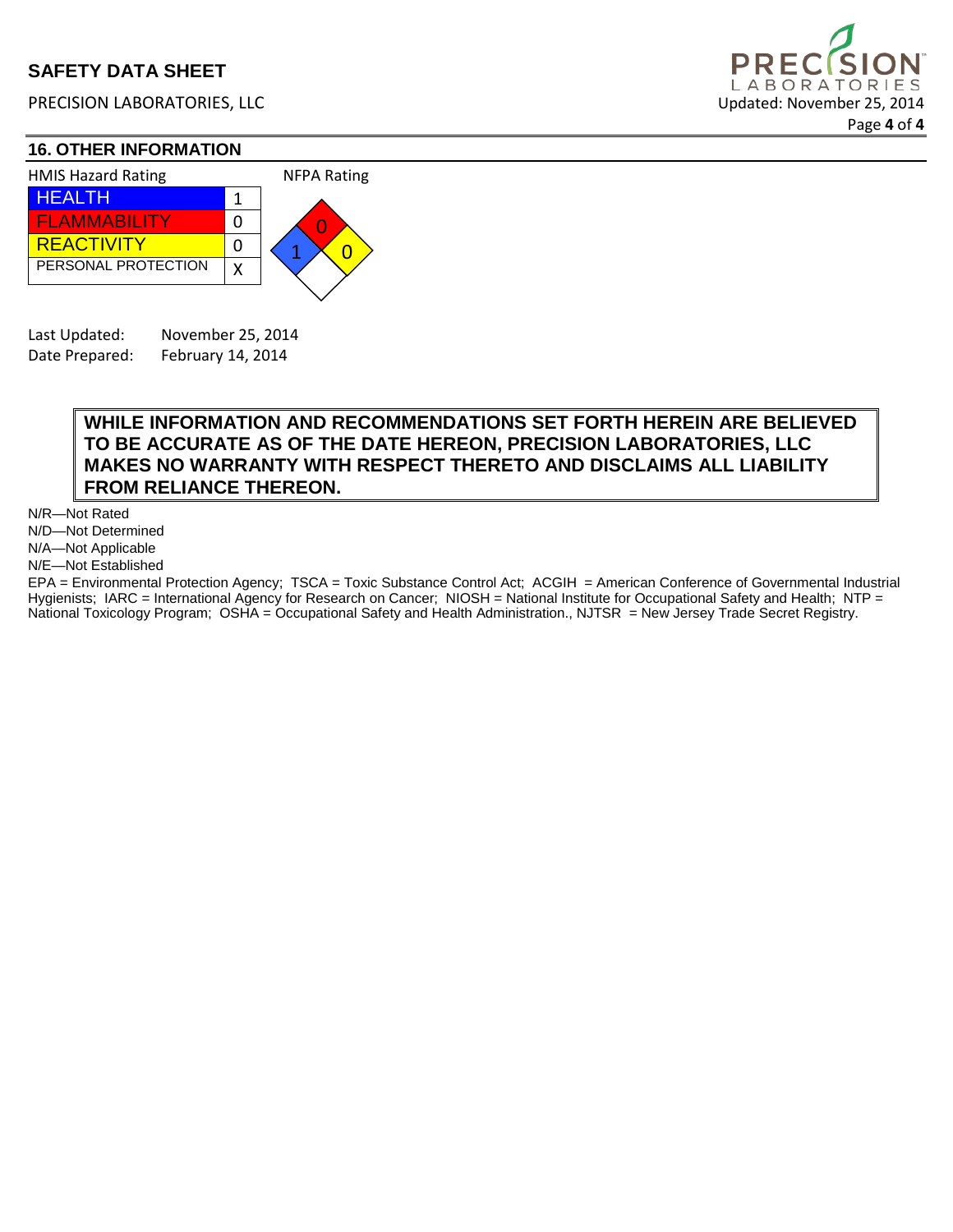## 16. OTHER INFORMATION

HMIS Hazard Rating

| | |
|---|---|
| HEALTH | 1 |
| FLAMMABILITY | 0 |
| REACTIVITY | 0 |
| PERSONAL PROTECTION | X |

NFPA Rating

0

1

0

Last Updated: November 25, 2014
Date Prepared: February 14, 2014

**WHILE INFORMATION AND RECOMMENDATIONS SET FORTH HEREIN ARE BELIEVED TO BE ACCURATE AS OF THE DATE HEREON, PRECISION LABORATORIES, LLC MAKES NO WARRANTY WITH RESPECT THERETO AND DISCLAIMS ALL LIABILITY FROM RELIANCE THEREON.**

N/R—Not Rated
N/D—Not Determined
N/A—Not Applicable
N/E—Not Established

EPA = Environmental Protection Agency; TSCA = Toxic Substance Control Act; ACGIH = American Conference of Governmental Industrial Hygienists; IARC = International Agency for Research on Cancer; NIOSH = National Institute for Occupational Safety and Health; NTP = National Toxicology Program; OSHA = Occupational Safety and Health Administration., NJTSR = New Jersey Trade Secret Registry.